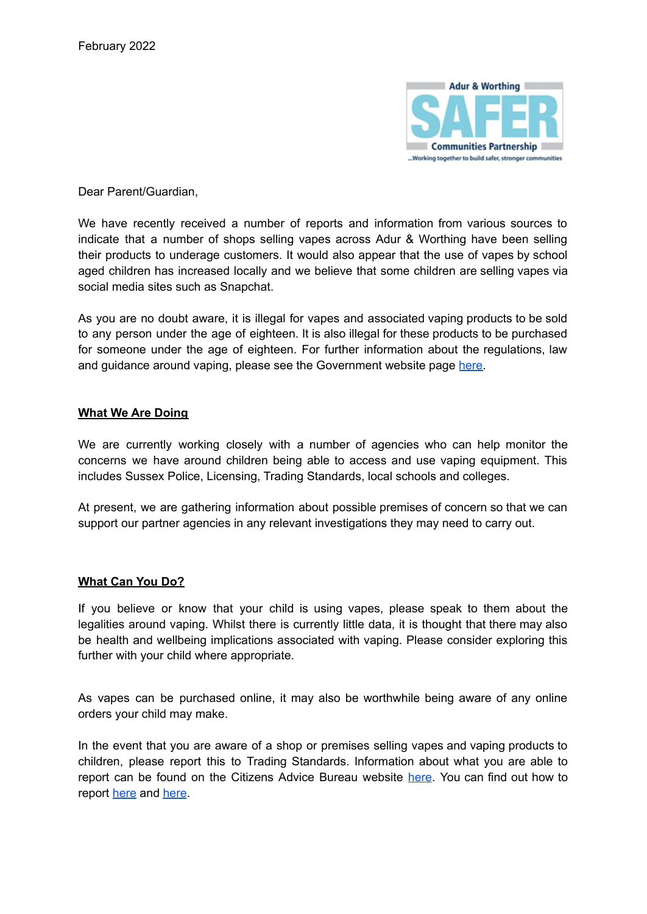February 2022

Adur & Worthing SAFER Communities Partnership ...Working together to build safer, stronger communities

Dear Parent/Guardian,

We have recently received a number of reports and information from various sources to indicate that a number of shops selling vapes across Adur & Worthing have been selling their products to underage customers. It would also appear that the use of vapes by school aged children has increased locally and we believe that some children are selling vapes via social media sites such as Snapchat.

As you are no doubt aware, it is illegal for vapes and associated vaping products to be sold to any person under the age of eighteen. It is also illegal for these products to be purchased for someone under the age of eighteen. For further information about the regulations, law and guidance around vaping, please see the Government website page here.

**What We Are Doing**

We are currently working closely with a number of agencies who can help monitor the concerns we have around children being able to access and use vaping equipment. This includes Sussex Police, Licensing, Trading Standards, local schools and colleges.

At present, we are gathering information about possible premises of concern so that we can support our partner agencies in any relevant investigations they may need to carry out.

**What Can You Do?**

If you believe or know that your child is using vapes, please speak to them about the legalities around vaping. Whilst there is currently little data, it is thought that there may also be health and wellbeing implications associated with vaping. Please consider exploring this further with your child where appropriate.

As vapes can be purchased online, it may also be worthwhile being aware of any online orders your child may make.

In the event that you are aware of a shop or premises selling vapes and vaping products to children, please report this to Trading Standards. Information about what you are able to report can be found on the Citizens Advice Bureau website here. You can find out how to report here and here.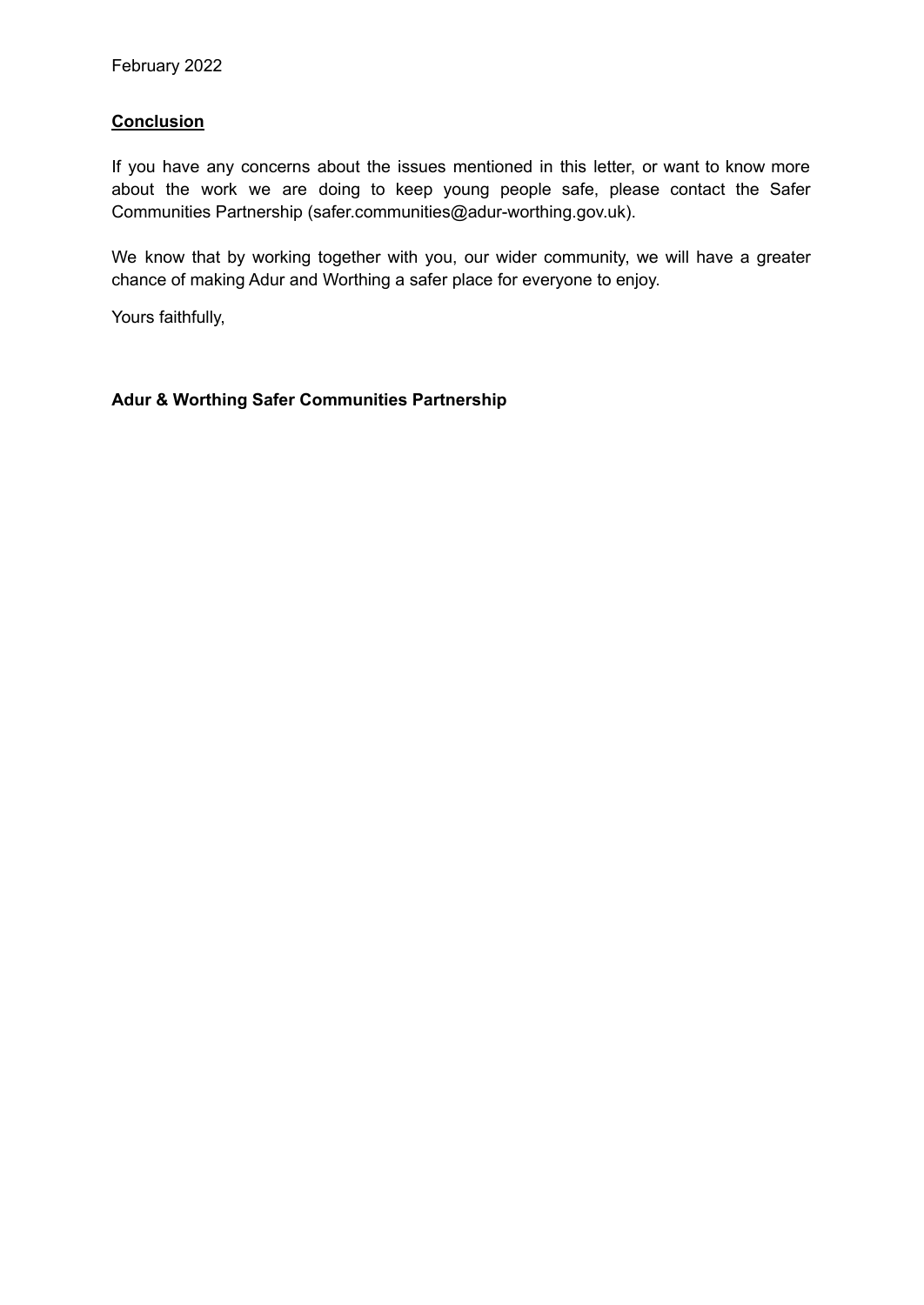February 2022

**Conclusion**

If you have any concerns about the issues mentioned in this letter, or want to know more about the work we are doing to keep young people safe, please contact the Safer Communities Partnership (safer.communities@adur-worthing.gov.uk).

We know that by working together with you, our wider community, we will have a greater chance of making Adur and Worthing a safer place for everyone to enjoy.

Yours faithfully,

**Adur & Worthing Safer Communities Partnership**